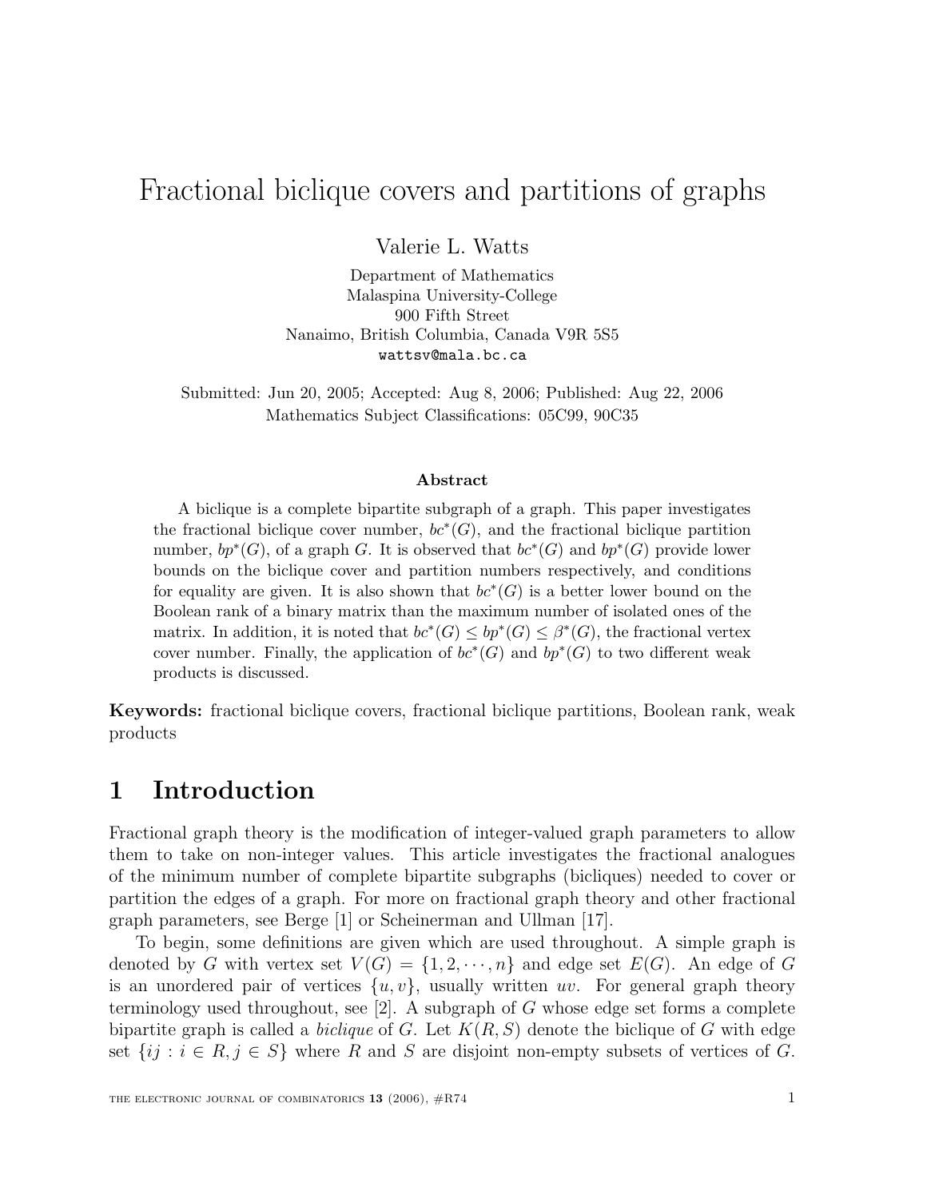# Fractional biclique covers and partitions of graphs

Valerie L. Watts

Department of Mathematics
Malaspina University-College
900 Fifth Street
Nanaimo, British Columbia, Canada V9R 5S5
wattsv@mala.bc.ca

Submitted: Jun 20, 2005; Accepted: Aug 8, 2006; Published: Aug 22, 2006
Mathematics Subject Classifications: 05C99, 90C35

### Abstract

A biclique is a complete bipartite subgraph of a graph. This paper investigates the fractional biclique cover number, $bc^*(G)$, and the fractional biclique partition number, $bp^*(G)$, of a graph $G$. It is observed that $bc^*(G)$ and $bp^*(G)$ provide lower bounds on the biclique cover and partition numbers respectively, and conditions for equality are given. It is also shown that $bc^*(G)$ is a better lower bound on the Boolean rank of a binary matrix than the maximum number of isolated ones of the matrix. In addition, it is noted that $bc^*(G) \leq bp^*(G) \leq \beta^*(G)$, the fractional vertex cover number. Finally, the application of $bc^*(G)$ and $bp^*(G)$ to two different weak products is discussed.

**Keywords:** fractional biclique covers, fractional biclique partitions, Boolean rank, weak products

## 1 Introduction

Fractional graph theory is the modification of integer-valued graph parameters to allow them to take on non-integer values. This article investigates the fractional analogues of the minimum number of complete bipartite subgraphs (bicliques) needed to cover or partition the edges of a graph. For more on fractional graph theory and other fractional graph parameters, see Berge [1] or Scheinerman and Ullman [17].

To begin, some definitions are given which are used throughout. A simple graph is denoted by $G$ with vertex set $V(G) = \{1, 2, \cdots, n\}$ and edge set $E(G)$. An edge of $G$ is an unordered pair of vertices $\{u, v\}$, usually written $uv$. For general graph theory terminology used throughout, see [2]. A subgraph of $G$ whose edge set forms a complete bipartite graph is called a *biclique* of $G$. Let $K(R, S)$ denote the biclique of $G$ with edge set $\{ij : i \in R, j \in S\}$ where $R$ and $S$ are disjoint non-empty subsets of vertices of $G$.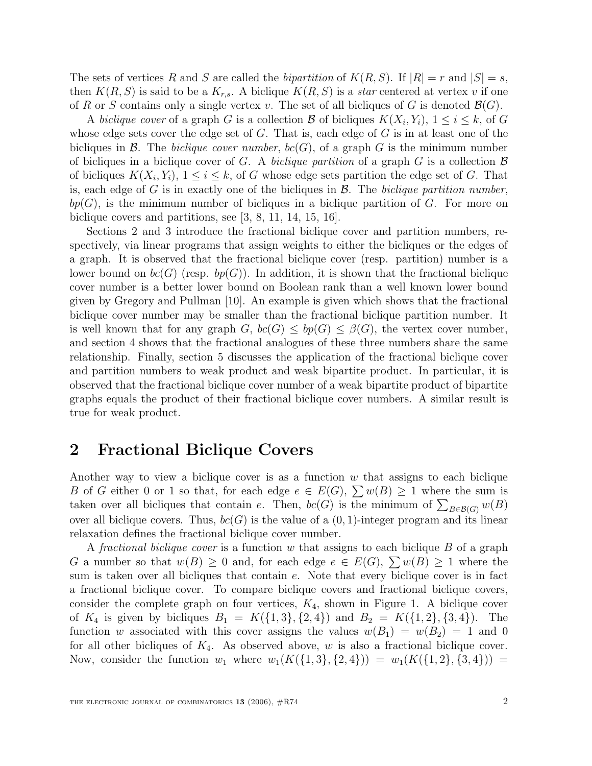The sets of vertices $R$ and $S$ are called the *bipartition* of $K(R, S)$. If $|R| = r$ and $|S| = s$, then $K(R, S)$ is said to be a $K_{r,s}$. A biclique $K(R, S)$ is a *star* centered at vertex $v$ if one of $R$ or $S$ contains only a single vertex $v$. The set of all bicliques of $G$ is denoted $\mathcal{B}(G)$.

A *biclique cover* of a graph $G$ is a collection $\mathcal{B}$ of bicliques $K(X_i, Y_i)$, $1 \le i \le k$, of $G$ whose edge sets cover the edge set of $G$. That is, each edge of $G$ is in at least one of the bicliques in $\mathcal{B}$. The *biclique cover number*, $bc(G)$, of a graph $G$ is the minimum number of bicliques in a biclique cover of $G$. A *biclique partition* of a graph $G$ is a collection $\mathcal{B}$ of bicliques $K(X_i, Y_i)$, $1 \le i \le k$, of $G$ whose edge sets partition the edge set of $G$. That is, each edge of $G$ is in exactly one of the bicliques in $\mathcal{B}$. The *biclique partition number*, $bp(G)$, is the minimum number of bicliques in a biclique partition of $G$. For more on biclique covers and partitions, see [3, 8, 11, 14, 15, 16].

Sections 2 and 3 introduce the fractional biclique cover and partition numbers, respectively, via linear programs that assign weights to either the bicliques or the edges of a graph. It is observed that the fractional biclique cover (resp. partition) number is a lower bound on $bc(G)$ (resp. $bp(G)$). In addition, it is shown that the fractional biclique cover number is a better lower bound on Boolean rank than a well known lower bound given by Gregory and Pullman [10]. An example is given which shows that the fractional biclique cover number may be smaller than the fractional biclique partition number. It is well known that for any graph $G$, $bc(G) \le bp(G) \le \beta(G)$, the vertex cover number, and section 4 shows that the fractional analogues of these three numbers share the same relationship. Finally, section 5 discusses the application of the fractional biclique cover and partition numbers to weak product and weak bipartite product. In particular, it is observed that the fractional biclique cover number of a weak bipartite product of bipartite graphs equals the product of their fractional biclique cover numbers. A similar result is true for weak product.

## 2 Fractional Biclique Covers

Another way to view a biclique cover is as a function $w$ that assigns to each biclique $B$ of $G$ either 0 or 1 so that, for each edge $e \in E(G)$, $\sum w(B) \ge 1$ where the sum is taken over all bicliques that contain $e$. Then, $bc(G)$ is the minimum of $\sum_{B \in \mathcal{B}(G)} w(B)$ over all biclique covers. Thus, $bc(G)$ is the value of a $(0, 1)$-integer program and its linear relaxation defines the fractional biclique cover number.

A *fractional biclique cover* is a function $w$ that assigns to each biclique $B$ of a graph $G$ a number so that $w(B) \ge 0$ and, for each edge $e \in E(G)$, $\sum w(B) \ge 1$ where the sum is taken over all bicliques that contain $e$. Note that every biclique cover is in fact a fractional biclique cover. To compare biclique covers and fractional biclique covers, consider the complete graph on four vertices, $K_4$, shown in Figure 1. A biclique cover of $K_4$ is given by bicliques $B_1 = K(\{1, 3\}, \{2, 4\})$ and $B_2 = K(\{1, 2\}, \{3, 4\})$. The function $w$ associated with this cover assigns the values $w(B_1) = w(B_2) = 1$ and 0 for all other bicliques of $K_4$. As observed above, $w$ is also a fractional biclique cover. Now, consider the function $w_1$ where $w_1(K(\{1, 3\}, \{2, 4\})) = w_1(K(\{1, 2\}, \{3, 4\})) =$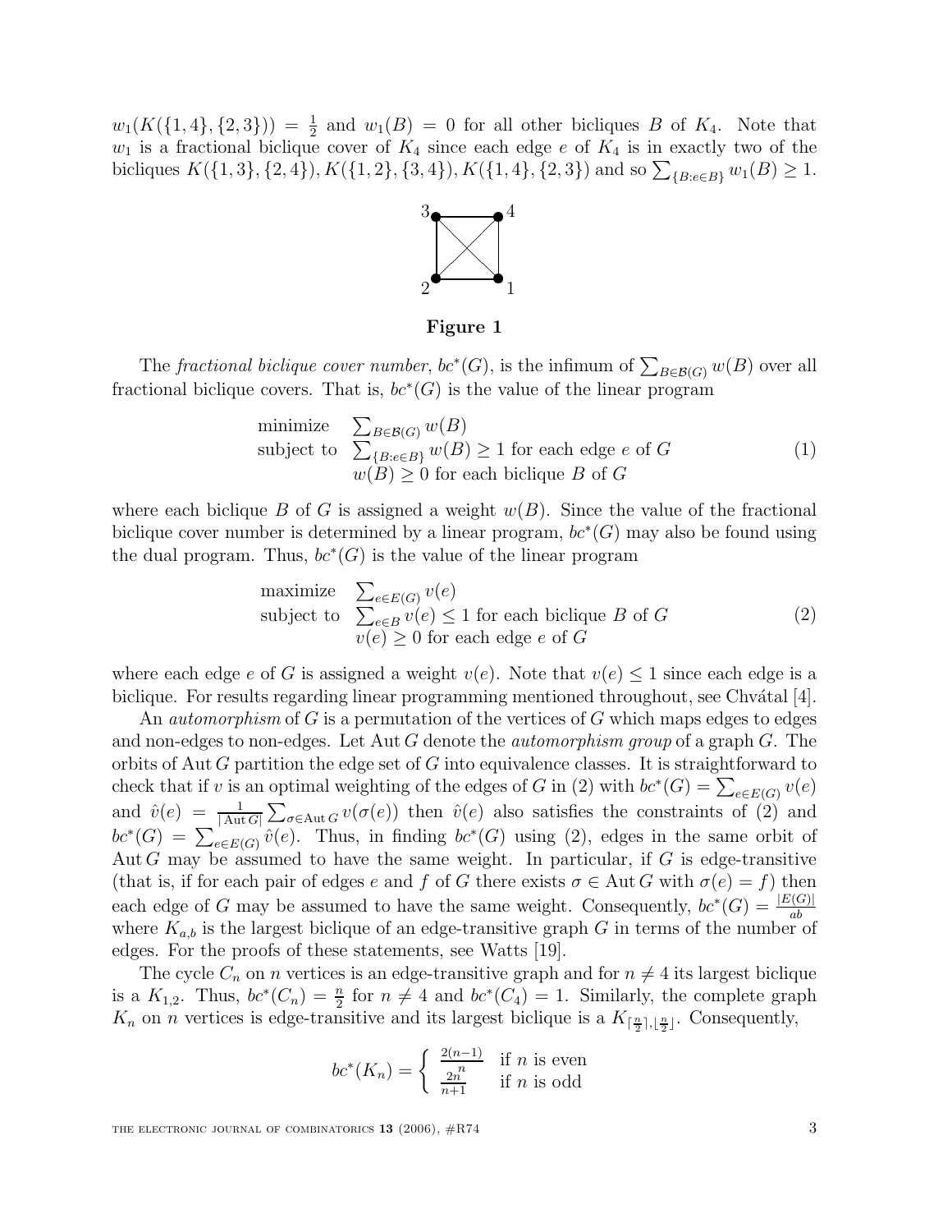$w_1(K(\{1,4\},\{2,3\})) = \frac{1}{2}$ and $w_1(B) = 0$ for all other bicliques $B$ of $K_4$. Note that $w_1$ is a fractional biclique cover of $K_4$ since each edge $e$ of $K_4$ is in exactly two of the bicliques $K(\{1,3\},\{2,4\}), K(\{1,2\},\{3,4\}), K(\{1,4\},\{2,3\})$ and so $\sum_{\{B:e\in B\}} w_1(B) \geq 1$.

**Figure 1**

The *fractional biclique cover number*, $bc^*(G)$, is the infimum of $\sum_{B\in\mathcal{B}(G)} w(B)$ over all fractional biclique covers. That is, $bc^*(G)$ is the value of the linear program

$$\begin{array}{ll} \text{minimize} & \sum_{B\in\mathcal{B}(G)} w(B) \\ \text{subject to} & \sum_{\{B:e\in B\}} w(B) \geq 1 \text{ for each edge } e \text{ of } G \\ & w(B) \geq 0 \text{ for each biclique } B \text{ of } G \end{array} \tag{1}$$

where each biclique $B$ of $G$ is assigned a weight $w(B)$. Since the value of the fractional biclique cover number is determined by a linear program, $bc^*(G)$ may also be found using the dual program. Thus, $bc^*(G)$ is the value of the linear program

$$\begin{array}{ll} \text{maximize} & \sum_{e\in E(G)} v(e) \\ \text{subject to} & \sum_{e\in B} v(e) \leq 1 \text{ for each biclique } B \text{ of } G \\ & v(e) \geq 0 \text{ for each edge } e \text{ of } G \end{array} \tag{2}$$

where each edge $e$ of $G$ is assigned a weight $v(e)$. Note that $v(e) \leq 1$ since each edge is a biclique. For results regarding linear programming mentioned throughout, see Chvátal [4].

An *automorphism* of $G$ is a permutation of the vertices of $G$ which maps edges to edges and non-edges to non-edges. Let $\operatorname{Aut} G$ denote the *automorphism group* of a graph $G$. The orbits of $\operatorname{Aut} G$ partition the edge set of $G$ into equivalence classes. It is straightforward to check that if $v$ is an optimal weighting of the edges of $G$ in (2) with $bc^*(G) = \sum_{e\in E(G)} v(e)$ and $\hat{v}(e) = \frac{1}{|\operatorname{Aut} G|}\sum_{\sigma\in\operatorname{Aut} G} v(\sigma(e))$ then $\hat{v}(e)$ also satisfies the constraints of (2) and $bc^*(G) = \sum_{e\in E(G)} \hat{v}(e)$. Thus, in finding $bc^*(G)$ using (2), edges in the same orbit of $\operatorname{Aut} G$ may be assumed to have the same weight. In particular, if $G$ is edge-transitive (that is, if for each pair of edges $e$ and $f$ of $G$ there exists $\sigma \in \operatorname{Aut} G$ with $\sigma(e) = f$) then each edge of $G$ may be assumed to have the same weight. Consequently, $bc^*(G) = \frac{|E(G)|}{ab}$ where $K_{a,b}$ is the largest biclique of an edge-transitive graph $G$ in terms of the number of edges. For the proofs of these statements, see Watts [19].

The cycle $C_n$ on $n$ vertices is an edge-transitive graph and for $n \neq 4$ its largest biclique is a $K_{1,2}$. Thus, $bc^*(C_n) = \frac{n}{2}$ for $n \neq 4$ and $bc^*(C_4) = 1$. Similarly, the complete graph $K_n$ on $n$ vertices is edge-transitive and its largest biclique is a $K_{\lceil \frac{n}{2}\rceil,\lfloor \frac{n}{2}\rfloor}$. Consequently,

$$bc^*(K_n) = \begin{cases} \frac{2(n-1)}{n} & \text{if } n \text{ is even} \\ \frac{2n}{n+1} & \text{if } n \text{ is odd} \end{cases}$$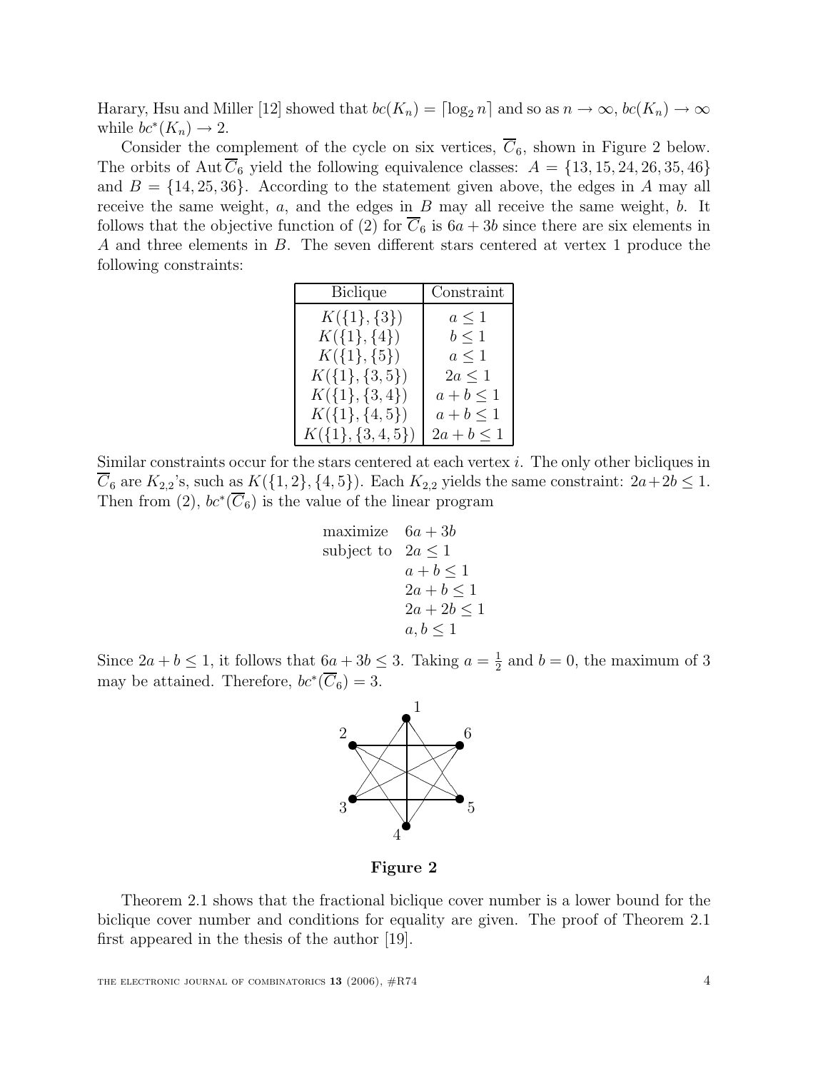Harary, Hsu and Miller [12] showed that $bc(K_n) = \lceil \log_2 n \rceil$ and so as $n \to \infty$, $bc(K_n) \to \infty$ while $bc^*(K_n) \to 2$.

Consider the complement of the cycle on six vertices, $\overline{C}_6$, shown in Figure 2 below. The orbits of $\operatorname{Aut} \overline{C}_6$ yield the following equivalence classes: $A = \{13, 15, 24, 26, 35, 46\}$ and $B = \{14, 25, 36\}$. According to the statement given above, the edges in $A$ may all receive the same weight, $a$, and the edges in $B$ may all receive the same weight, $b$. It follows that the objective function of (2) for $\overline{C}_6$ is $6a + 3b$ since there are six elements in $A$ and three elements in $B$. The seven different stars centered at vertex 1 produce the following constraints:

| Biclique | Constraint |
|---|---|
| $K(\{1\}, \{3\})$ | $a \leq 1$ |
| $K(\{1\}, \{4\})$ | $b \leq 1$ |
| $K(\{1\}, \{5\})$ | $a \leq 1$ |
| $K(\{1\}, \{3, 5\})$ | $2a \leq 1$ |
| $K(\{1\}, \{3, 4\})$ | $a + b \leq 1$ |
| $K(\{1\}, \{4, 5\})$ | $a + b \leq 1$ |
| $K(\{1\}, \{3, 4, 5\})$ | $2a + b \leq 1$ |

Similar constraints occur for the stars centered at each vertex $i$. The only other bicliques in $\overline{C}_6$ are $K_{2,2}$'s, such as $K(\{1, 2\}, \{4, 5\})$. Each $K_{2,2}$ yields the same constraint: $2a + 2b \leq 1$. Then from (2), $bc^*(\overline{C}_6)$ is the value of the linear program

$$
\begin{array}{ll}
\text{maximize} & 6a + 3b \\
\text{subject to} & 2a \leq 1 \\
 & a + b \leq 1 \\
 & 2a + b \leq 1 \\
 & 2a + 2b \leq 1 \\
 & a, b \leq 1
\end{array}
$$

Since $2a + b \leq 1$, it follows that $6a + 3b \leq 3$. Taking $a = \frac{1}{2}$ and $b = 0$, the maximum of 3 may be attained. Therefore, $bc^*(\overline{C}_6) = 3$.

**Figure 2**

Theorem 2.1 shows that the fractional biclique cover number is a lower bound for the biclique cover number and conditions for equality are given. The proof of Theorem 2.1 first appeared in the thesis of the author [19].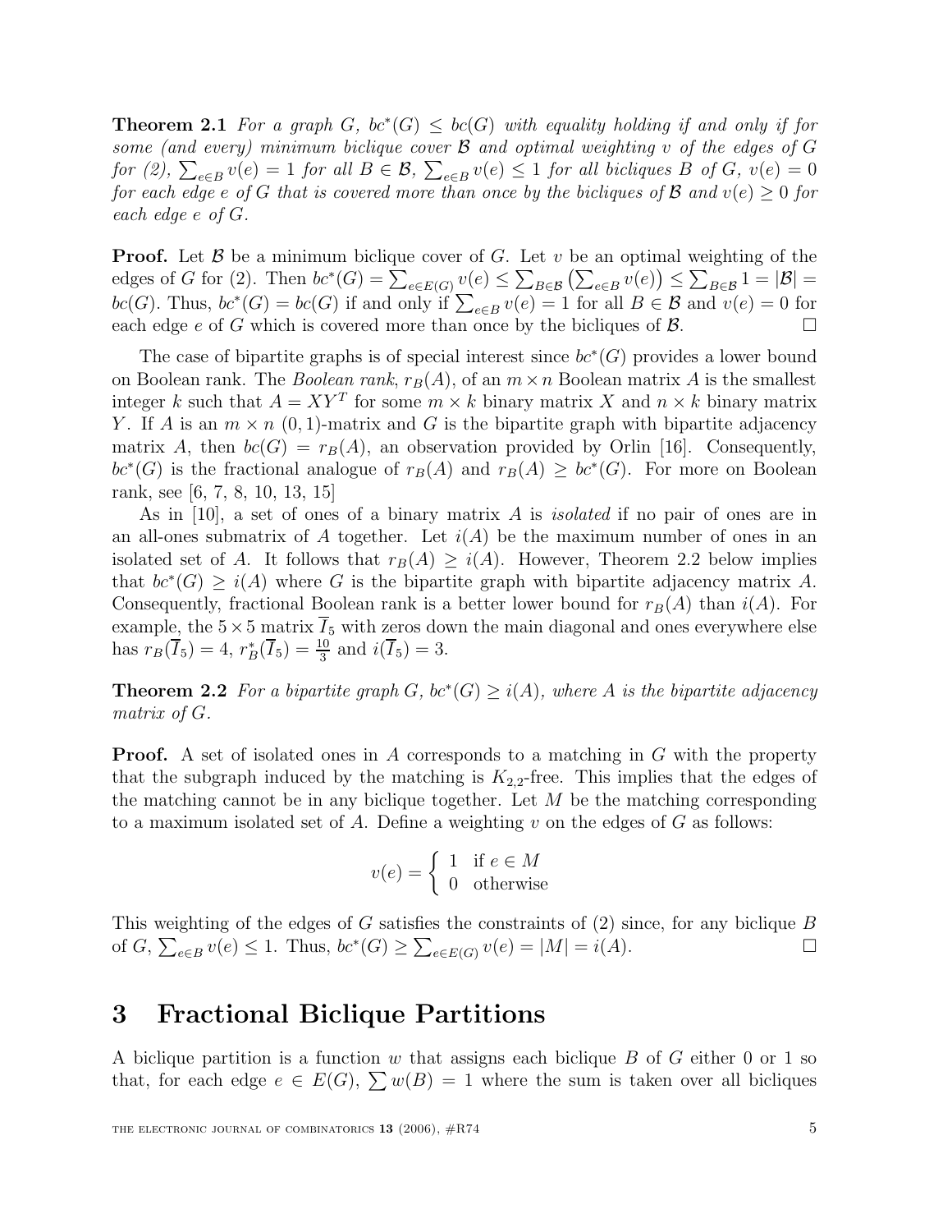**Theorem 2.1** *For a graph $G$, $bc^*(G) \leq bc(G)$ with equality holding if and only if for some (and every) minimum biclique cover $\mathcal{B}$ and optimal weighting $v$ of the edges of $G$ for (2), $\sum_{e\in B} v(e) = 1$ for all $B \in \mathcal{B}$, $\sum_{e\in B} v(e) \leq 1$ for all bicliques $B$ of $G$, $v(e) = 0$ for each edge $e$ of $G$ that is covered more than once by the bicliques of $\mathcal{B}$ and $v(e) \geq 0$ for each edge $e$ of $G$.*

**Proof.** Let $\mathcal{B}$ be a minimum biclique cover of $G$. Let $v$ be an optimal weighting of the edges of $G$ for (2). Then $bc^*(G) = \sum_{e\in E(G)} v(e) \leq \sum_{B\in\mathcal{B}} \left(\sum_{e\in B} v(e)\right) \leq \sum_{B\in\mathcal{B}} 1 = |\mathcal{B}| = bc(G)$. Thus, $bc^*(G) = bc(G)$ if and only if $\sum_{e\in B} v(e) = 1$ for all $B \in \mathcal{B}$ and $v(e) = 0$ for each edge $e$ of $G$ which is covered more than once by the bicliques of $\mathcal{B}$. □

The case of bipartite graphs is of special interest since $bc^*(G)$ provides a lower bound on Boolean rank. The *Boolean rank*, $r_B(A)$, of an $m \times n$ Boolean matrix $A$ is the smallest integer $k$ such that $A = XY^T$ for some $m \times k$ binary matrix $X$ and $n \times k$ binary matrix $Y$. If $A$ is an $m \times n$ $(0, 1)$-matrix and $G$ is the bipartite graph with bipartite adjacency matrix $A$, then $bc(G) = r_B(A)$, an observation provided by Orlin [16]. Consequently, $bc^*(G)$ is the fractional analogue of $r_B(A)$ and $r_B(A) \geq bc^*(G)$. For more on Boolean rank, see [6, 7, 8, 10, 13, 15]

As in [10], a set of ones of a binary matrix $A$ is *isolated* if no pair of ones are in an all-ones submatrix of $A$ together. Let $i(A)$ be the maximum number of ones in an isolated set of $A$. It follows that $r_B(A) \geq i(A)$. However, Theorem 2.2 below implies that $bc^*(G) \geq i(A)$ where $G$ is the bipartite graph with bipartite adjacency matrix $A$. Consequently, fractional Boolean rank is a better lower bound for $r_B(A)$ than $i(A)$. For example, the $5\times 5$ matrix $\overline{I}_5$ with zeros down the main diagonal and ones everywhere else has $r_B(\overline{I}_5) = 4$, $r_B^*(\overline{I}_5) = \frac{10}{3}$ and $i(\overline{I}_5) = 3$.

**Theorem 2.2** *For a bipartite graph $G$, $bc^*(G) \geq i(A)$, where $A$ is the bipartite adjacency matrix of $G$.*

**Proof.** A set of isolated ones in $A$ corresponds to a matching in $G$ with the property that the subgraph induced by the matching is $K_{2,2}$-free. This implies that the edges of the matching cannot be in any biclique together. Let $M$ be the matching corresponding to a maximum isolated set of $A$. Define a weighting $v$ on the edges of $G$ as follows:

$$v(e) = \begin{cases} 1 & \text{if } e \in M \\ 0 & \text{otherwise} \end{cases}$$

This weighting of the edges of $G$ satisfies the constraints of (2) since, for any biclique $B$ of $G$, $\sum_{e\in B} v(e) \leq 1$. Thus, $bc^*(G) \geq \sum_{e\in E(G)} v(e) = |M| = i(A)$. □

# 3 Fractional Biclique Partitions

A biclique partition is a function $w$ that assigns each biclique $B$ of $G$ either 0 or 1 so that, for each edge $e \in E(G)$, $\sum w(B) = 1$ where the sum is taken over all bicliques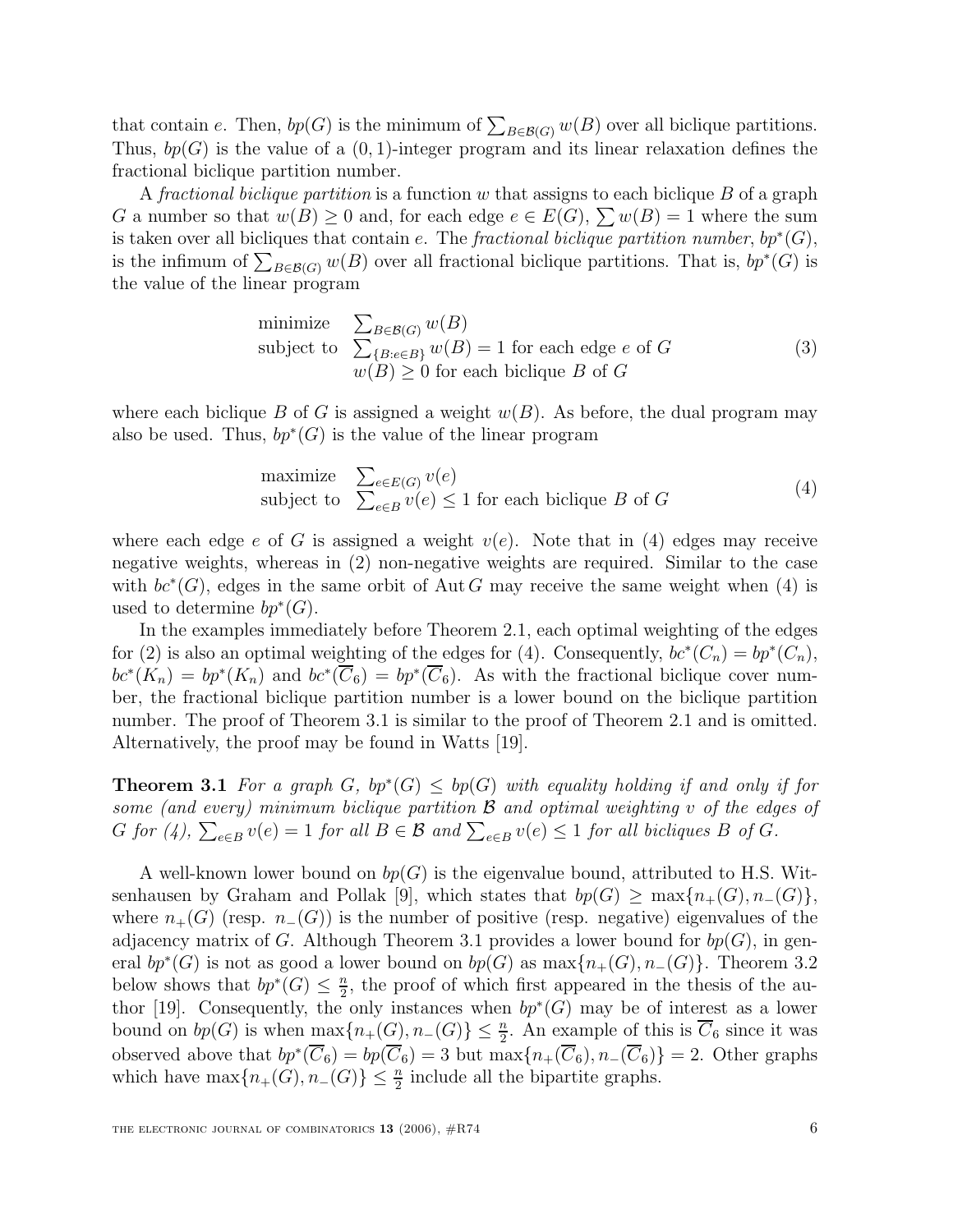that contain $e$. Then, $bp(G)$ is the minimum of $\sum_{B\in\mathcal{B}(G)} w(B)$ over all biclique partitions. Thus, $bp(G)$ is the value of a $(0,1)$-integer program and its linear relaxation defines the fractional biclique partition number.

A *fractional biclique partition* is a function $w$ that assigns to each biclique $B$ of a graph $G$ a number so that $w(B) \geq 0$ and, for each edge $e \in E(G)$, $\sum w(B) = 1$ where the sum is taken over all bicliques that contain $e$. The *fractional biclique partition number*, $bp^*(G)$, is the infimum of $\sum_{B\in\mathcal{B}(G)} w(B)$ over all fractional biclique partitions. That is, $bp^*(G)$ is the value of the linear program

$$
\begin{array}{ll}
\text{minimize} & \sum_{B\in\mathcal{B}(G)} w(B) \\
\text{subject to} & \sum_{\{B: e\in B\}} w(B) = 1 \text{ for each edge } e \text{ of } G \\
 & w(B) \geq 0 \text{ for each biclique } B \text{ of } G
\end{array}
\tag{3}
$$

where each biclique $B$ of $G$ is assigned a weight $w(B)$. As before, the dual program may also be used. Thus, $bp^*(G)$ is the value of the linear program

$$
\begin{array}{ll}
\text{maximize} & \sum_{e\in E(G)} v(e) \\
\text{subject to} & \sum_{e\in B} v(e) \leq 1 \text{ for each biclique } B \text{ of } G
\end{array}
\tag{4}
$$

where each edge $e$ of $G$ is assigned a weight $v(e)$. Note that in (4) edges may receive negative weights, whereas in (2) non-negative weights are required. Similar to the case with $bc^*(G)$, edges in the same orbit of $\operatorname{Aut} G$ may receive the same weight when (4) is used to determine $bp^*(G)$.

In the examples immediately before Theorem 2.1, each optimal weighting of the edges for (2) is also an optimal weighting of the edges for (4). Consequently, $bc^*(C_n) = bp^*(C_n)$, $bc^*(K_n) = bp^*(K_n)$ and $bc^*(\overline{C}_6) = bp^*(\overline{C}_6)$. As with the fractional biclique cover number, the fractional biclique partition number is a lower bound on the biclique partition number. The proof of Theorem 3.1 is similar to the proof of Theorem 2.1 and is omitted. Alternatively, the proof may be found in Watts [19].

**Theorem 3.1** *For a graph $G$, $bp^*(G) \leq bp(G)$ with equality holding if and only if for some (and every) minimum biclique partition $\mathcal{B}$ and optimal weighting $v$ of the edges of $G$ for (4), $\sum_{e\in B} v(e) = 1$ for all $B \in \mathcal{B}$ and $\sum_{e\in B} v(e) \leq 1$ for all bicliques $B$ of $G$.*

A well-known lower bound on $bp(G)$ is the eigenvalue bound, attributed to H.S. Witsenhausen by Graham and Pollak [9], which states that $bp(G) \geq \max\{n_+(G), n_-(G)\}$, where $n_+(G)$ (resp. $n_-(G)$) is the number of positive (resp. negative) eigenvalues of the adjacency matrix of $G$. Although Theorem 3.1 provides a lower bound for $bp(G)$, in general $bp^*(G)$ is not as good a lower bound on $bp(G)$ as $\max\{n_+(G), n_-(G)\}$. Theorem 3.2 below shows that $bp^*(G) \leq \frac{n}{2}$, the proof of which first appeared in the thesis of the author [19]. Consequently, the only instances when $bp^*(G)$ may be of interest as a lower bound on $bp(G)$ is when $\max\{n_+(G), n_-(G)\} \leq \frac{n}{2}$. An example of this is $\overline{C}_6$ since it was observed above that $bp^*(\overline{C}_6) = bp(\overline{C}_6) = 3$ but $\max\{n_+(\overline{C}_6), n_-(\overline{C}_6)\} = 2$. Other graphs which have $\max\{n_+(G), n_-(G)\} \leq \frac{n}{2}$ include all the bipartite graphs.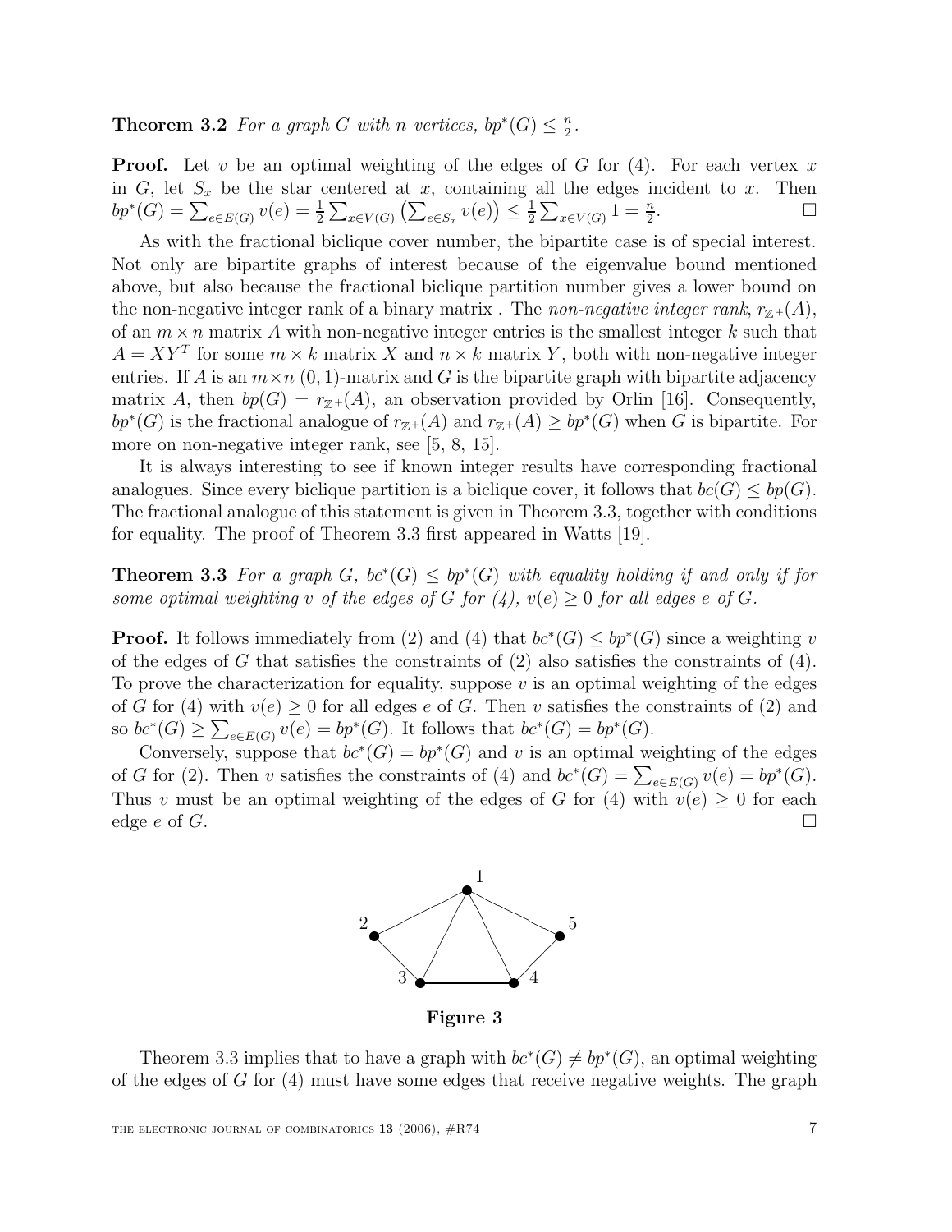**Theorem 3.2** *For a graph $G$ with $n$ vertices, $bp^*(G) \leq \frac{n}{2}$.*

**Proof.** Let $v$ be an optimal weighting of the edges of $G$ for (4). For each vertex $x$ in $G$, let $S_x$ be the star centered at $x$, containing all the edges incident to $x$. Then $bp^*(G) = \sum_{e \in E(G)} v(e) = \frac{1}{2} \sum_{x \in V(G)} \left( \sum_{e \in S_x} v(e) \right) \leq \frac{1}{2} \sum_{x \in V(G)} 1 = \frac{n}{2}$. □

As with the fractional biclique cover number, the bipartite case is of special interest. Not only are bipartite graphs of interest because of the eigenvalue bound mentioned above, but also because the fractional biclique partition number gives a lower bound on the non-negative integer rank of a binary matrix . The *non-negative integer rank*, $r_{\mathbb{Z}^+}(A)$, of an $m \times n$ matrix $A$ with non-negative integer entries is the smallest integer $k$ such that $A = XY^T$ for some $m \times k$ matrix $X$ and $n \times k$ matrix $Y$, both with non-negative integer entries. If $A$ is an $m \times n$ $(0,1)$-matrix and $G$ is the bipartite graph with bipartite adjacency matrix $A$, then $bp(G) = r_{\mathbb{Z}^+}(A)$, an observation provided by Orlin [16]. Consequently, $bp^*(G)$ is the fractional analogue of $r_{\mathbb{Z}^+}(A)$ and $r_{\mathbb{Z}^+}(A) \geq bp^*(G)$ when $G$ is bipartite. For more on non-negative integer rank, see [5, 8, 15].

It is always interesting to see if known integer results have corresponding fractional analogues. Since every biclique partition is a biclique cover, it follows that $bc(G) \leq bp(G)$. The fractional analogue of this statement is given in Theorem 3.3, together with conditions for equality. The proof of Theorem 3.3 first appeared in Watts [19].

**Theorem 3.3** *For a graph $G$, $bc^*(G) \leq bp^*(G)$ with equality holding if and only if for some optimal weighting $v$ of the edges of $G$ for (4), $v(e) \geq 0$ for all edges $e$ of $G$.*

**Proof.** It follows immediately from (2) and (4) that $bc^*(G) \leq bp^*(G)$ since a weighting $v$ of the edges of $G$ that satisfies the constraints of (2) also satisfies the constraints of (4). To prove the characterization for equality, suppose $v$ is an optimal weighting of the edges of $G$ for (4) with $v(e) \geq 0$ for all edges $e$ of $G$. Then $v$ satisfies the constraints of (2) and so $bc^*(G) \geq \sum_{e \in E(G)} v(e) = bp^*(G)$. It follows that $bc^*(G) = bp^*(G)$.

Conversely, suppose that $bc^*(G) = bp^*(G)$ and $v$ is an optimal weighting of the edges of $G$ for (2). Then $v$ satisfies the constraints of (4) and $bc^*(G) = \sum_{e \in E(G)} v(e) = bp^*(G)$. Thus $v$ must be an optimal weighting of the edges of $G$ for (4) with $v(e) \geq 0$ for each edge $e$ of $G$. □

**Figure 3**

Theorem 3.3 implies that to have a graph with $bc^*(G) \neq bp^*(G)$, an optimal weighting of the edges of $G$ for (4) must have some edges that receive negative weights. The graph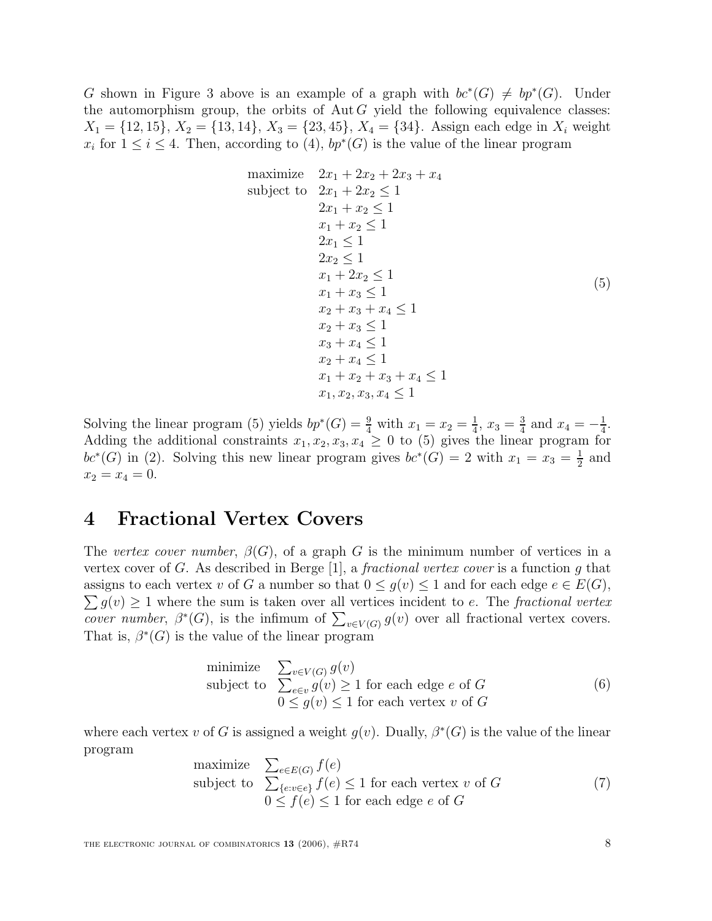$G$ shown in Figure 3 above is an example of a graph with $bc^*(G) \neq bp^*(G)$. Under the automorphism group, the orbits of $\operatorname{Aut} G$ yield the following equivalence classes: $X_1 = \{12, 15\}$, $X_2 = \{13, 14\}$, $X_3 = \{23, 45\}$, $X_4 = \{34\}$. Assign each edge in $X_i$ weight $x_i$ for $1 \leq i \leq 4$. Then, according to (4), $bp^*(G)$ is the value of the linear program

$$
\begin{array}{ll}
\text{maximize} & 2x_1 + 2x_2 + 2x_3 + x_4 \\
\text{subject to} & 2x_1 + 2x_2 \leq 1 \\
& 2x_1 + x_2 \leq 1 \\
& x_1 + x_2 \leq 1 \\
& 2x_1 \leq 1 \\
& 2x_2 \leq 1 \\
& x_1 + 2x_2 \leq 1 \\
& x_1 + x_3 \leq 1 \\
& x_2 + x_3 + x_4 \leq 1 \\
& x_2 + x_3 \leq 1 \\
& x_3 + x_4 \leq 1 \\
& x_2 + x_4 \leq 1 \\
& x_1 + x_2 + x_3 + x_4 \leq 1 \\
& x_1, x_2, x_3, x_4 \leq 1
\end{array}
\tag{5}
$$

Solving the linear program (5) yields $bp^*(G) = \frac{9}{4}$ with $x_1 = x_2 = \frac{1}{4}$, $x_3 = \frac{3}{4}$ and $x_4 = -\frac{1}{4}$. Adding the additional constraints $x_1, x_2, x_3, x_4 \geq 0$ to (5) gives the linear program for $bc^*(G)$ in (2). Solving this new linear program gives $bc^*(G) = 2$ with $x_1 = x_3 = \frac{1}{2}$ and $x_2 = x_4 = 0$.

# 4 Fractional Vertex Covers

The *vertex cover number*, $\beta(G)$, of a graph $G$ is the minimum number of vertices in a vertex cover of $G$. As described in Berge [1], a *fractional vertex cover* is a function $g$ that assigns to each vertex $v$ of $G$ a number so that $0 \leq g(v) \leq 1$ and for each edge $e \in E(G)$, $\sum g(v) \geq 1$ where the sum is taken over all vertices incident to $e$. The *fractional vertex cover number*, $\beta^*(G)$, is the infimum of $\sum_{v \in V(G)} g(v)$ over all fractional vertex covers. That is, $\beta^*(G)$ is the value of the linear program

$$
\begin{array}{ll}
\text{minimize} & \sum_{v \in V(G)} g(v) \\
\text{subject to} & \sum_{e \in v} g(v) \geq 1 \text{ for each edge } e \text{ of } G \\
& 0 \leq g(v) \leq 1 \text{ for each vertex } v \text{ of } G
\end{array}
\tag{6}
$$

where each vertex $v$ of $G$ is assigned a weight $g(v)$. Dually, $\beta^*(G)$ is the value of the linear program

$$
\begin{array}{ll}
\text{maximize} & \sum_{e \in E(G)} f(e) \\
\text{subject to} & \sum_{\{e : v \in e\}} f(e) \leq 1 \text{ for each vertex } v \text{ of } G \\
& 0 \leq f(e) \leq 1 \text{ for each edge } e \text{ of } G
\end{array}
\tag{7}
$$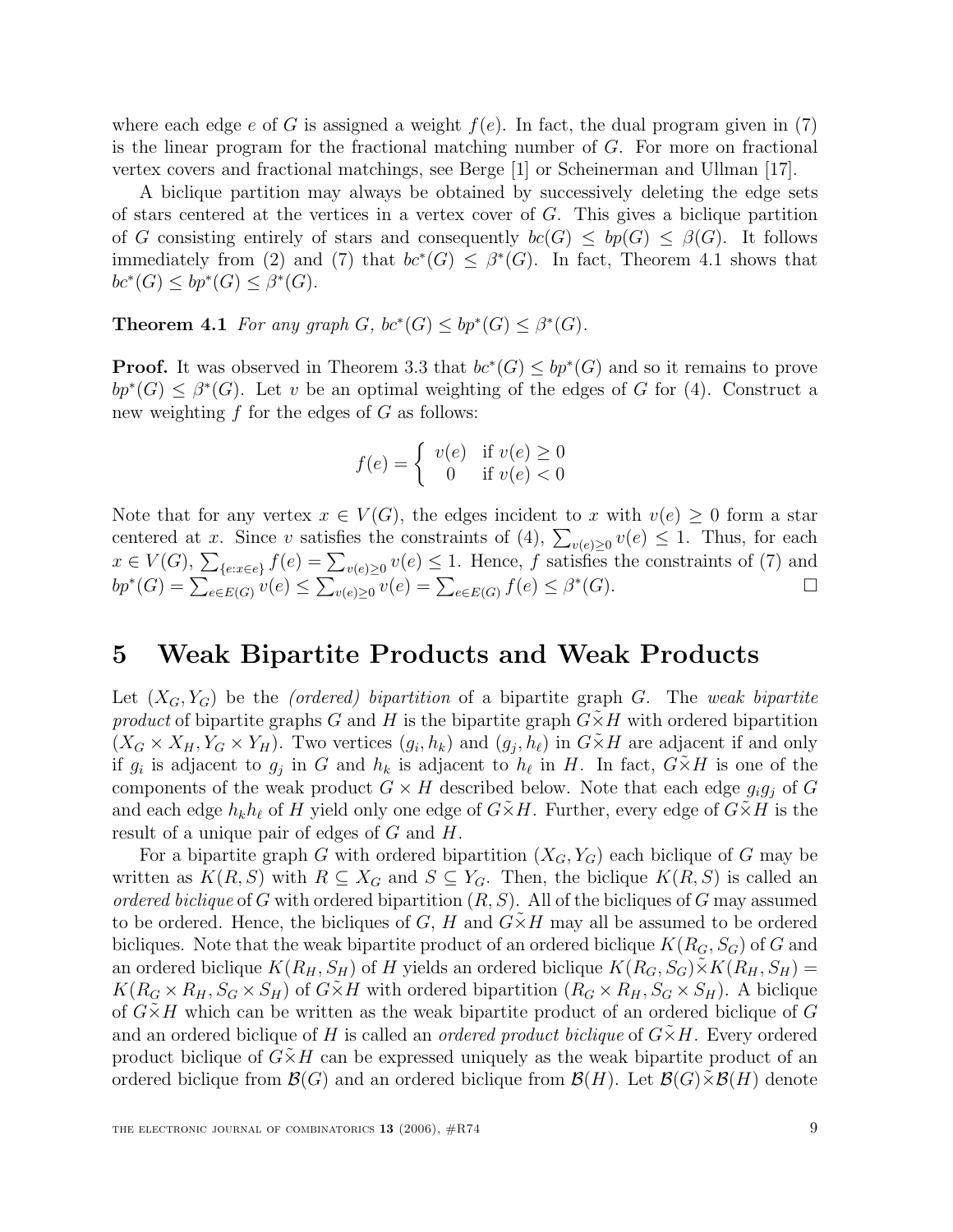where each edge $e$ of $G$ is assigned a weight $f(e)$. In fact, the dual program given in (7) is the linear program for the fractional matching number of $G$. For more on fractional vertex covers and fractional matchings, see Berge [1] or Scheinerman and Ullman [17].

A biclique partition may always be obtained by successively deleting the edge sets of stars centered at the vertices in a vertex cover of $G$. This gives a biclique partition of $G$ consisting entirely of stars and consequently $bc(G) \leq bp(G) \leq \beta(G)$. It follows immediately from (2) and (7) that $bc^*(G) \leq \beta^*(G)$. In fact, Theorem 4.1 shows that $bc^*(G) \leq bp^*(G) \leq \beta^*(G)$.

**Theorem 4.1** *For any graph $G$, $bc^*(G) \leq bp^*(G) \leq \beta^*(G)$.*

**Proof.** It was observed in Theorem 3.3 that $bc^*(G) \leq bp^*(G)$ and so it remains to prove $bp^*(G) \leq \beta^*(G)$. Let $v$ be an optimal weighting of the edges of $G$ for (4). Construct a new weighting $f$ for the edges of $G$ as follows:

$$f(e) = \begin{cases} v(e) & \text{if } v(e) \geq 0 \\ 0 & \text{if } v(e) < 0 \end{cases}$$

Note that for any vertex $x \in V(G)$, the edges incident to $x$ with $v(e) \geq 0$ form a star centered at $x$. Since $v$ satisfies the constraints of (4), $\sum_{v(e)\geq 0} v(e) \leq 1$. Thus, for each $x \in V(G)$, $\sum_{\{e: x\in e\}} f(e) = \sum_{v(e)\geq 0} v(e) \leq 1$. Hence, $f$ satisfies the constraints of (7) and $bp^*(G) = \sum_{e\in E(G)} v(e) \leq \sum_{v(e)\geq 0} v(e) = \sum_{e\in E(G)} f(e) \leq \beta^*(G)$. $\square$

## 5 Weak Bipartite Products and Weak Products

Let $(X_G, Y_G)$ be the *(ordered) bipartition* of a bipartite graph $G$. The *weak bipartite product* of bipartite graphs $G$ and $H$ is the bipartite graph $G\tilde{\times}H$ with ordered bipartition $(X_G \times X_H, Y_G \times Y_H)$. Two vertices $(g_i, h_k)$ and $(g_j, h_\ell)$ in $G\tilde{\times}H$ are adjacent if and only if $g_i$ is adjacent to $g_j$ in $G$ and $h_k$ is adjacent to $h_\ell$ in $H$. In fact, $G\tilde{\times}H$ is one of the components of the weak product $G \times H$ described below. Note that each edge $g_ig_j$ of $G$ and each edge $h_kh_\ell$ of $H$ yield only one edge of $G\tilde{\times}H$. Further, every edge of $G\tilde{\times}H$ is the result of a unique pair of edges of $G$ and $H$.

For a bipartite graph $G$ with ordered bipartition $(X_G, Y_G)$ each biclique of $G$ may be written as $K(R, S)$ with $R \subseteq X_G$ and $S \subseteq Y_G$. Then, the biclique $K(R, S)$ is called an *ordered biclique* of $G$ with ordered bipartition $(R, S)$. All of the bicliques of $G$ may assumed to be ordered. Hence, the bicliques of $G$, $H$ and $G\tilde{\times}H$ may all be assumed to be ordered bicliques. Note that the weak bipartite product of an ordered biclique $K(R_G, S_G)$ of $G$ and an ordered biclique $K(R_H, S_H)$ of $H$ yields an ordered biclique $K(R_G, S_G)\tilde{\times}K(R_H, S_H) = K(R_G \times R_H, S_G \times S_H)$ of $G\tilde{\times}H$ with ordered bipartition $(R_G \times R_H, S_G \times S_H)$. A biclique of $G\tilde{\times}H$ which can be written as the weak bipartite product of an ordered biclique of $G$ and an ordered biclique of $H$ is called an *ordered product biclique* of $G\tilde{\times}H$. Every ordered product biclique of $G\tilde{\times}H$ can be expressed uniquely as the weak bipartite product of an ordered biclique from $\mathcal{B}(G)$ and an ordered biclique from $\mathcal{B}(H)$. Let $\mathcal{B}(G)\tilde{\times}\mathcal{B}(H)$ denote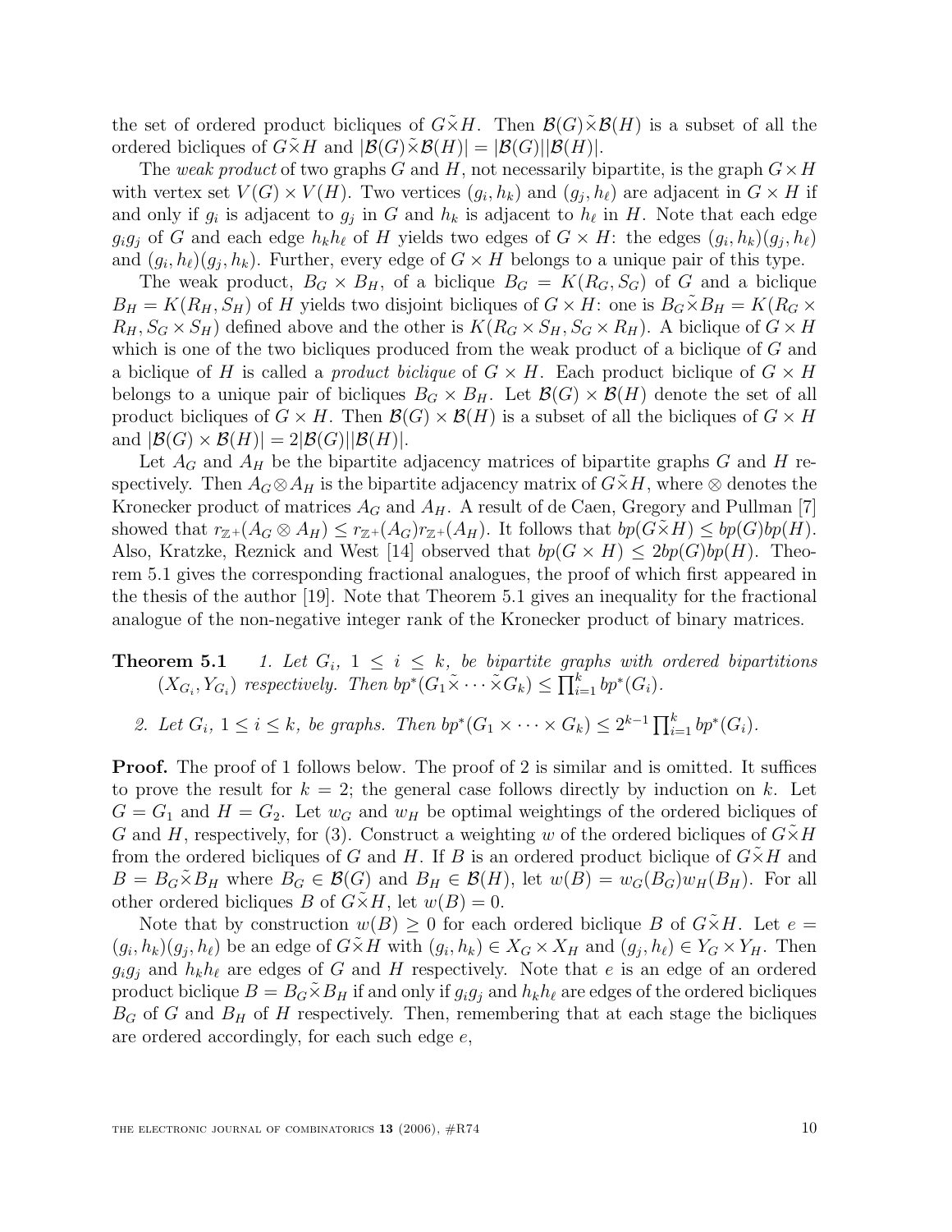the set of ordered product bicliques of $G\tilde{\times}H$. Then $\mathcal{B}(G)\tilde{\times}\mathcal{B}(H)$ is a subset of all the ordered bicliques of $G\tilde{\times}H$ and $|\mathcal{B}(G)\tilde{\times}\mathcal{B}(H)| = |\mathcal{B}(G)||\mathcal{B}(H)|$.

The *weak product* of two graphs $G$ and $H$, not necessarily bipartite, is the graph $G \times H$ with vertex set $V(G) \times V(H)$. Two vertices $(g_i, h_k)$ and $(g_j, h_\ell)$ are adjacent in $G \times H$ if and only if $g_i$ is adjacent to $g_j$ in $G$ and $h_k$ is adjacent to $h_\ell$ in $H$. Note that each edge $g_ig_j$ of $G$ and each edge $h_kh_\ell$ of $H$ yields two edges of $G \times H$: the edges $(g_i, h_k)(g_j, h_\ell)$ and $(g_i, h_\ell)(g_j, h_k)$. Further, every edge of $G \times H$ belongs to a unique pair of this type.

The weak product, $B_G \times B_H$, of a biclique $B_G = K(R_G, S_G)$ of $G$ and a biclique $B_H = K(R_H, S_H)$ of $H$ yields two disjoint bicliques of $G \times H$: one is $B_G\tilde{\times}B_H = K(R_G \times R_H, S_G \times S_H)$ defined above and the other is $K(R_G \times S_H, S_G \times R_H)$. A biclique of $G \times H$ which is one of the two bicliques produced from the weak product of a biclique of $G$ and a biclique of $H$ is called a *product biclique* of $G \times H$. Each product biclique of $G \times H$ belongs to a unique pair of bicliques $B_G \times B_H$. Let $\mathcal{B}(G) \times \mathcal{B}(H)$ denote the set of all product bicliques of $G \times H$. Then $\mathcal{B}(G) \times \mathcal{B}(H)$ is a subset of all the bicliques of $G \times H$ and $|\mathcal{B}(G) \times \mathcal{B}(H)| = 2|\mathcal{B}(G)||\mathcal{B}(H)|$.

Let $A_G$ and $A_H$ be the bipartite adjacency matrices of bipartite graphs $G$ and $H$ respectively. Then $A_G \otimes A_H$ is the bipartite adjacency matrix of $G\tilde{\times}H$, where $\otimes$ denotes the Kronecker product of matrices $A_G$ and $A_H$. A result of de Caen, Gregory and Pullman [7] showed that $r_{\mathbb{Z}^+}(A_G \otimes A_H) \leq r_{\mathbb{Z}^+}(A_G)r_{\mathbb{Z}^+}(A_H)$. It follows that $bp(G\tilde{\times}H) \leq bp(G)bp(H)$. Also, Kratzke, Reznick and West [14] observed that $bp(G \times H) \leq 2bp(G)bp(H)$. Theorem 5.1 gives the corresponding fractional analogues, the proof of which first appeared in the thesis of the author [19]. Note that Theorem 5.1 gives an inequality for the fractional analogue of the non-negative integer rank of the Kronecker product of binary matrices.

**Theorem 5.1** *1. Let $G_i$, $1 \leq i \leq k$, be bipartite graphs with ordered bipartitions $(X_{G_i}, Y_{G_i})$ respectively. Then $bp^*(G_1\tilde{\times}\cdots\tilde{\times}G_k) \leq \prod_{i=1}^{k} bp^*(G_i)$.*

*2. Let $G_i$, $1 \leq i \leq k$, be graphs. Then $bp^*(G_1 \times \cdots \times G_k) \leq 2^{k-1}\prod_{i=1}^{k} bp^*(G_i)$.*

**Proof.** The proof of 1 follows below. The proof of 2 is similar and is omitted. It suffices to prove the result for $k = 2$; the general case follows directly by induction on $k$. Let $G = G_1$ and $H = G_2$. Let $w_G$ and $w_H$ be optimal weightings of the ordered bicliques of $G$ and $H$, respectively, for (3). Construct a weighting $w$ of the ordered bicliques of $G\tilde{\times}H$ from the ordered bicliques of $G$ and $H$. If $B$ is an ordered product biclique of $G\tilde{\times}H$ and $B = B_G\tilde{\times}B_H$ where $B_G \in \mathcal{B}(G)$ and $B_H \in \mathcal{B}(H)$, let $w(B) = w_G(B_G)w_H(B_H)$. For all other ordered bicliques $B$ of $G\tilde{\times}H$, let $w(B) = 0$.

Note that by construction $w(B) \geq 0$ for each ordered biclique $B$ of $G\tilde{\times}H$. Let $e = (g_i, h_k)(g_j, h_\ell)$ be an edge of $G\tilde{\times}H$ with $(g_i, h_k) \in X_G \times X_H$ and $(g_j, h_\ell) \in Y_G \times Y_H$. Then $g_ig_j$ and $h_kh_\ell$ are edges of $G$ and $H$ respectively. Note that $e$ is an edge of an ordered product biclique $B = B_G\tilde{\times}B_H$ if and only if $g_ig_j$ and $h_kh_\ell$ are edges of the ordered bicliques $B_G$ of $G$ and $B_H$ of $H$ respectively. Then, remembering that at each stage the bicliques are ordered accordingly, for each such edge $e$,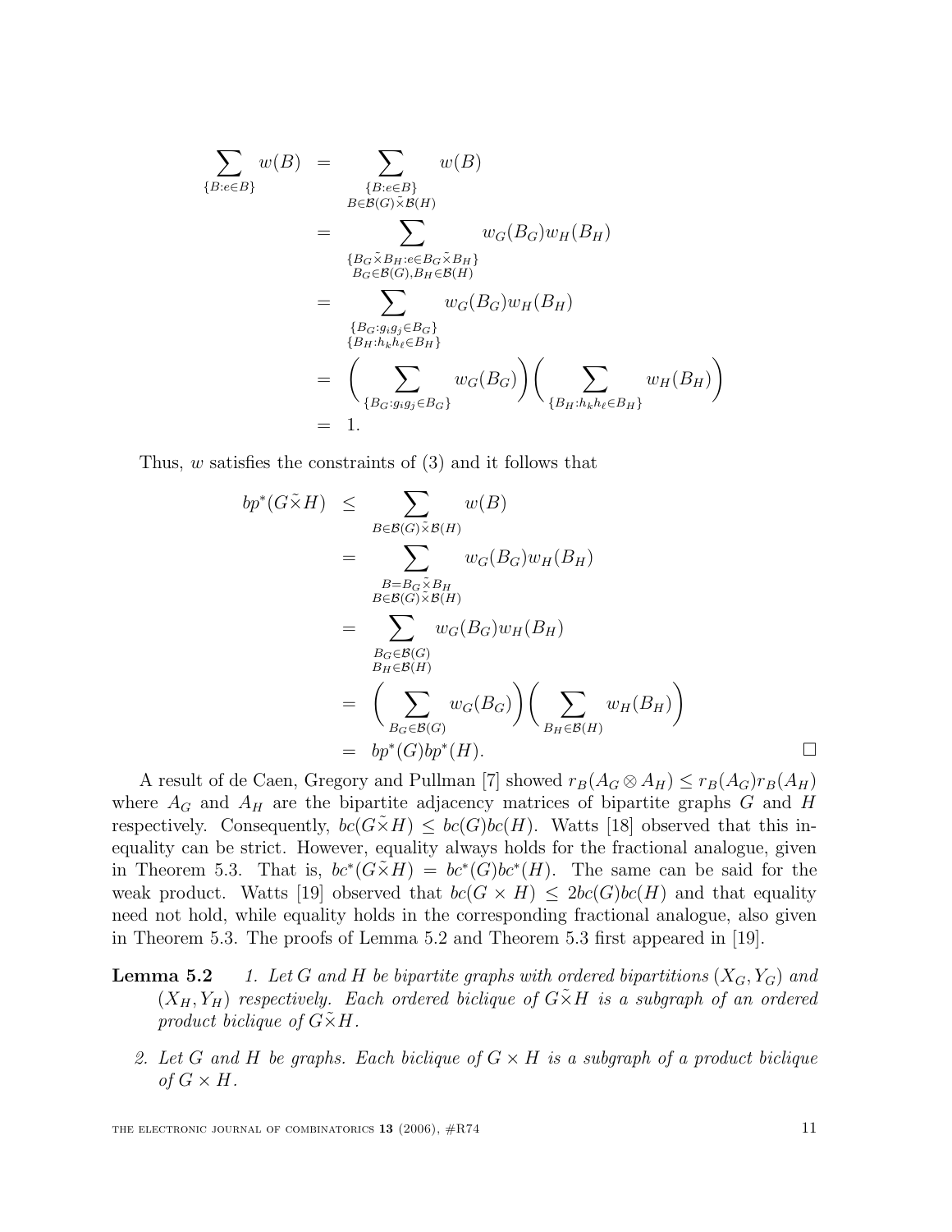$$
\begin{aligned}
\sum_{\{B:e\in B\}} w(B) &= \sum_{\substack{\{B:e\in B\}\\ B\in\mathcal{B}(G)\tilde{\times}\mathcal{B}(H)}} w(B) \\
&= \sum_{\substack{\{B_G\tilde{\times}B_H:e\in B_G\tilde{\times}B_H\}\\ B_G\in\mathcal{B}(G),B_H\in\mathcal{B}(H)}} w_G(B_G)w_H(B_H) \\
&= \sum_{\substack{\{B_G:g_ig_j\in B_G\}\\ \{B_H:h_kh_\ell\in B_H\}}} w_G(B_G)w_H(B_H) \\
&= \left(\sum_{\{B_G:g_ig_j\in B_G\}} w_G(B_G)\right)\left(\sum_{\{B_H:h_kh_\ell\in B_H\}} w_H(B_H)\right) \\
&= 1.
\end{aligned}
$$

Thus, $w$ satisfies the constraints of (3) and it follows that

$$
\begin{aligned}
bp^*(G\tilde{\times}H) &\leq \sum_{B\in\mathcal{B}(G)\tilde{\times}\mathcal{B}(H)} w(B) \\
&= \sum_{\substack{B=B_G\tilde{\times}B_H\\ B\in\mathcal{B}(G)\tilde{\times}\mathcal{B}(H)}} w_G(B_G)w_H(B_H) \\
&= \sum_{\substack{B_G\in\mathcal{B}(G)\\ B_H\in\mathcal{B}(H)}} w_G(B_G)w_H(B_H) \\
&= \left(\sum_{B_G\in\mathcal{B}(G)} w_G(B_G)\right)\left(\sum_{B_H\in\mathcal{B}(H)} w_H(B_H)\right) \\
&= bp^*(G)bp^*(H).
\end{aligned}
$$

□

A result of de Caen, Gregory and Pullman [7] showed $r_B(A_G \otimes A_H) \leq r_B(A_G)r_B(A_H)$ where $A_G$ and $A_H$ are the bipartite adjacency matrices of bipartite graphs $G$ and $H$ respectively. Consequently, $bc(G\tilde{\times}H) \leq bc(G)bc(H)$. Watts [18] observed that this inequality can be strict. However, equality always holds for the fractional analogue, given in Theorem 5.3. That is, $bc^*(G\tilde{\times}H) = bc^*(G)bc^*(H)$. The same can be said for the weak product. Watts [19] observed that $bc(G \times H) \leq 2bc(G)bc(H)$ and that equality need not hold, while equality holds in the corresponding fractional analogue, also given in Theorem 5.3. The proofs of Lemma 5.2 and Theorem 5.3 first appeared in [19].

**Lemma 5.2** *1. Let $G$ and $H$ be bipartite graphs with ordered bipartitions $(X_G, Y_G)$ and $(X_H, Y_H)$ respectively. Each ordered biclique of $G\tilde{\times}H$ is a subgraph of an ordered product biclique of $G\tilde{\times}H$.*

*2. Let $G$ and $H$ be graphs. Each biclique of $G \times H$ is a subgraph of a product biclique of $G \times H$.*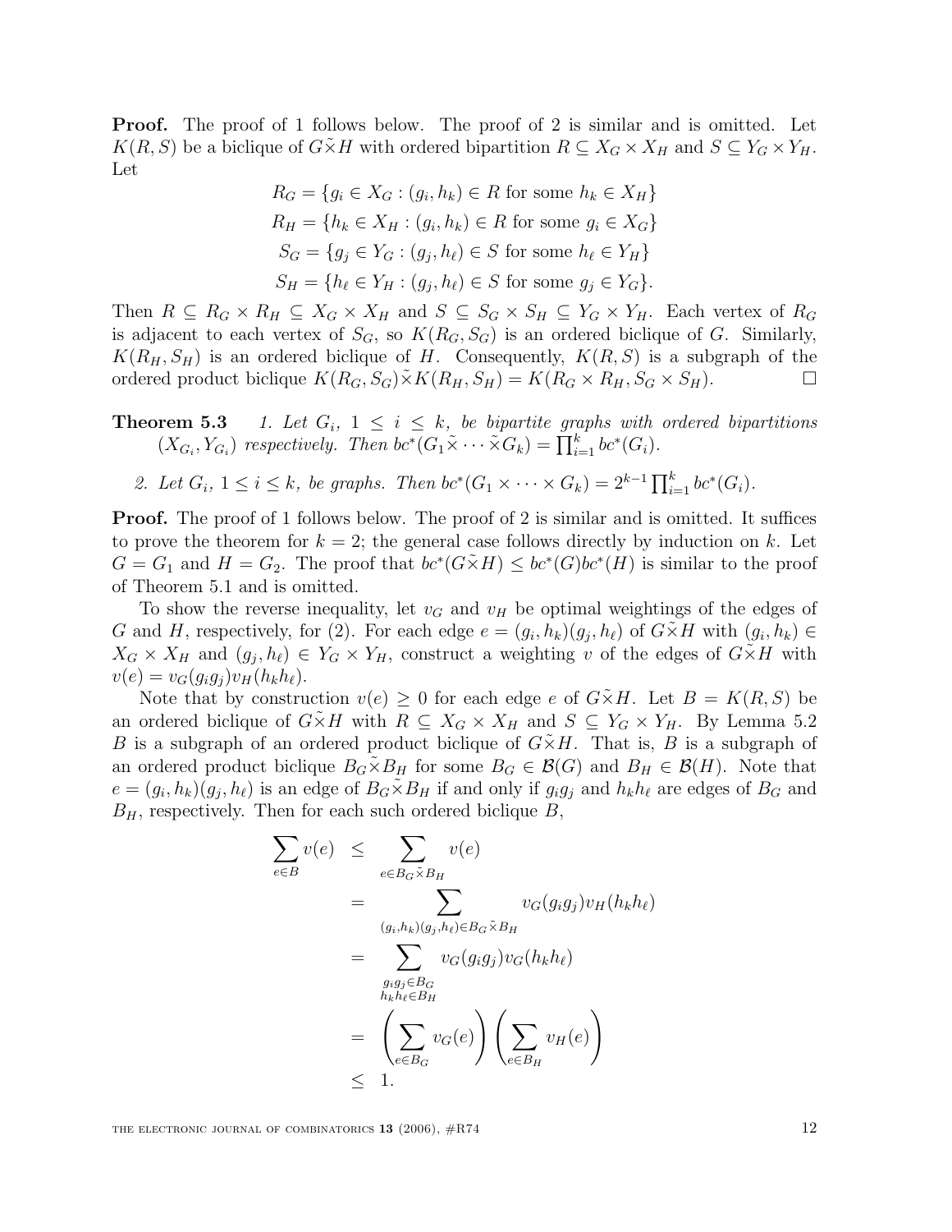**Proof.** The proof of 1 follows below. The proof of 2 is similar and is omitted. Let $K(R,S)$ be a biclique of $G \tilde{\times} H$ with ordered bipartition $R \subseteq X_G \times X_H$ and $S \subseteq Y_G \times Y_H$. Let

$$
\begin{aligned}
R_G &= \{g_i \in X_G : (g_i, h_k) \in R \text{ for some } h_k \in X_H\} \\
R_H &= \{h_k \in X_H : (g_i, h_k) \in R \text{ for some } g_i \in X_G\} \\
S_G &= \{g_j \in Y_G : (g_j, h_\ell) \in S \text{ for some } h_\ell \in Y_H\} \\
S_H &= \{h_\ell \in Y_H : (g_j, h_\ell) \in S \text{ for some } g_j \in Y_G\}.
\end{aligned}
$$

Then $R \subseteq R_G \times R_H \subseteq X_G \times X_H$ and $S \subseteq S_G \times S_H \subseteq Y_G \times Y_H$. Each vertex of $R_G$ is adjacent to each vertex of $S_G$, so $K(R_G, S_G)$ is an ordered biclique of $G$. Similarly, $K(R_H, S_H)$ is an ordered biclique of $H$. Consequently, $K(R,S)$ is a subgraph of the ordered product biclique $K(R_G, S_G) \tilde{\times} K(R_H, S_H) = K(R_G \times R_H, S_G \times S_H)$. $\square$

**Theorem 5.3** *1. Let $G_i$, $1 \le i \le k$, be bipartite graphs with ordered bipartitions $(X_{G_i}, Y_{G_i})$ respectively. Then $bc^*(G_1 \tilde{\times} \cdots \tilde{\times} G_k) = \prod_{i=1}^k bc^*(G_i)$.*

*2. Let $G_i$, $1 \le i \le k$, be graphs. Then $bc^*(G_1 \times \cdots \times G_k) = 2^{k-1} \prod_{i=1}^k bc^*(G_i)$.*

**Proof.** The proof of 1 follows below. The proof of 2 is similar and is omitted. It suffices to prove the theorem for $k = 2$; the general case follows directly by induction on $k$. Let $G = G_1$ and $H = G_2$. The proof that $bc^*(G \tilde{\times} H) \le bc^*(G) bc^*(H)$ is similar to the proof of Theorem 5.1 and is omitted.

To show the reverse inequality, let $v_G$ and $v_H$ be optimal weightings of the edges of $G$ and $H$, respectively, for (2). For each edge $e = (g_i, h_k)(g_j, h_\ell)$ of $G \tilde{\times} H$ with $(g_i, h_k) \in X_G \times X_H$ and $(g_j, h_\ell) \in Y_G \times Y_H$, construct a weighting $v$ of the edges of $G \tilde{\times} H$ with $v(e) = v_G(g_i g_j) v_H(h_k h_\ell)$.

Note that by construction $v(e) \ge 0$ for each edge $e$ of $G \tilde{\times} H$. Let $B = K(R,S)$ be an ordered biclique of $G \tilde{\times} H$ with $R \subseteq X_G \times X_H$ and $S \subseteq Y_G \times Y_H$. By Lemma 5.2 $B$ is a subgraph of an ordered product biclique of $G \tilde{\times} H$. That is, $B$ is a subgraph of an ordered product biclique $B_G \tilde{\times} B_H$ for some $B_G \in \mathcal{B}(G)$ and $B_H \in \mathcal{B}(H)$. Note that $e = (g_i, h_k)(g_j, h_\ell)$ is an edge of $B_G \tilde{\times} B_H$ if and only if $g_i g_j$ and $h_k h_\ell$ are edges of $B_G$ and $B_H$, respectively. Then for each such ordered biclique $B$,

$$
\begin{aligned}
\sum_{e \in B} v(e) &\le \sum_{e \in B_G \tilde{\times} B_H} v(e) \\
&= \sum_{(g_i,h_k)(g_j,h_\ell) \in B_G \tilde{\times} B_H} v_G(g_i g_j) v_H(h_k h_\ell) \\
&= \sum_{\substack{g_i g_j \in B_G \\ h_k h_\ell \in B_H}} v_G(g_i g_j) v_G(h_k h_\ell) \\
&= \left( \sum_{e \in B_G} v_G(e) \right) \left( \sum_{e \in B_H} v_H(e) \right) \\
&\le 1.
\end{aligned}
$$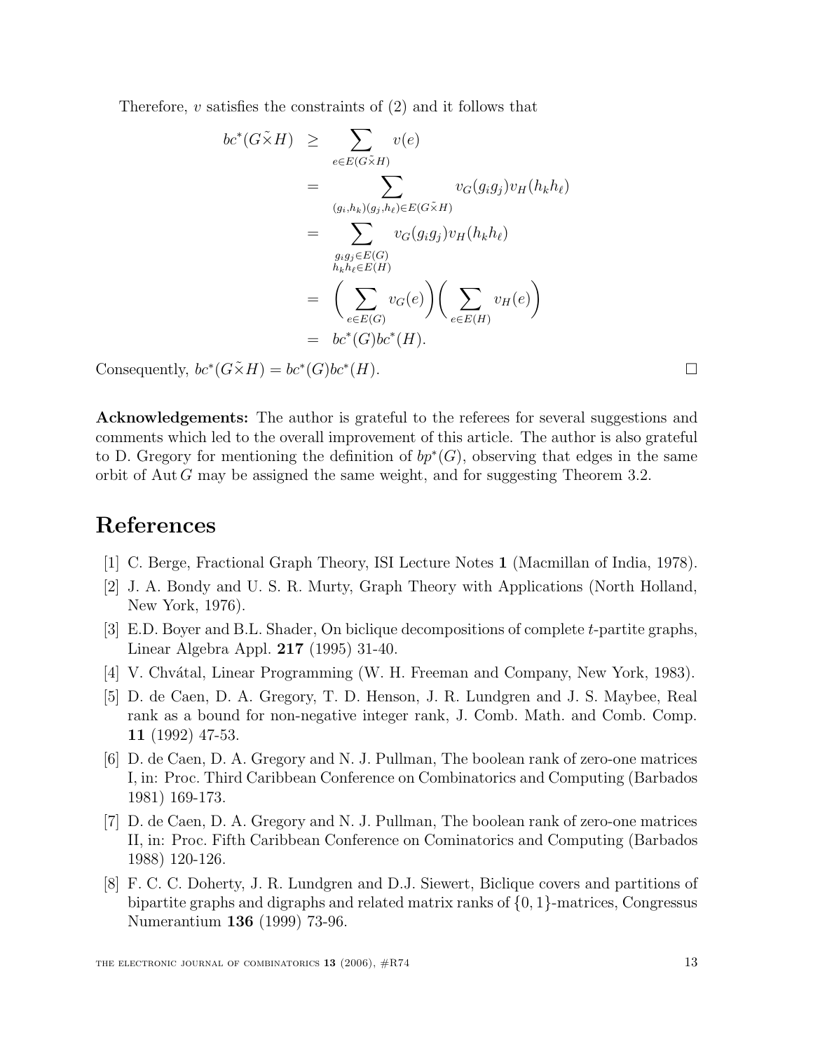Therefore, $v$ satisfies the constraints of (2) and it follows that

$$
\begin{aligned}
bc^*(G\tilde{\times}H) &\geq \sum_{e\in E(G\tilde{\times}H)} v(e) \\
&= \sum_{(g_i,h_k)(g_j,h_\ell)\in E(G\tilde{\times}H)} v_G(g_ig_j)v_H(h_kh_\ell) \\
&= \sum_{\substack{g_ig_j\in E(G)\\ h_kh_\ell\in E(H)}} v_G(g_ig_j)v_H(h_kh_\ell) \\
&= \Big(\sum_{e\in E(G)} v_G(e)\Big)\Big(\sum_{e\in E(H)} v_H(e)\Big) \\
&= bc^*(G)bc^*(H).
\end{aligned}
$$

Consequently, $bc^*(G\tilde{\times}H) = bc^*(G)bc^*(H)$. □

**Acknowledgements:** The author is grateful to the referees for several suggestions and comments which led to the overall improvement of this article. The author is also grateful to D. Gregory for mentioning the definition of $bp^*(G)$, observing that edges in the same orbit of $\operatorname{Aut} G$ may be assigned the same weight, and for suggesting Theorem 3.2.

# References

[1] C. Berge, Fractional Graph Theory, ISI Lecture Notes **1** (Macmillan of India, 1978).

[2] J. A. Bondy and U. S. R. Murty, Graph Theory with Applications (North Holland, New York, 1976).

[3] E.D. Boyer and B.L. Shader, On biclique decompositions of complete $t$-partite graphs, Linear Algebra Appl. **217** (1995) 31-40.

[4] V. Chvátal, Linear Programming (W. H. Freeman and Company, New York, 1983).

[5] D. de Caen, D. A. Gregory, T. D. Henson, J. R. Lundgren and J. S. Maybee, Real rank as a bound for non-negative integer rank, J. Comb. Math. and Comb. Comp. **11** (1992) 47-53.

[6] D. de Caen, D. A. Gregory and N. J. Pullman, The boolean rank of zero-one matrices I, in: Proc. Third Caribbean Conference on Combinatorics and Computing (Barbados 1981) 169-173.

[7] D. de Caen, D. A. Gregory and N. J. Pullman, The boolean rank of zero-one matrices II, in: Proc. Fifth Caribbean Conference on Cominatorics and Computing (Barbados 1988) 120-126.

[8] F. C. C. Doherty, J. R. Lundgren and D.J. Siewert, Biclique covers and partitions of bipartite graphs and digraphs and related matrix ranks of $\{0, 1\}$-matrices, Congressus Numerantium **136** (1999) 73-96.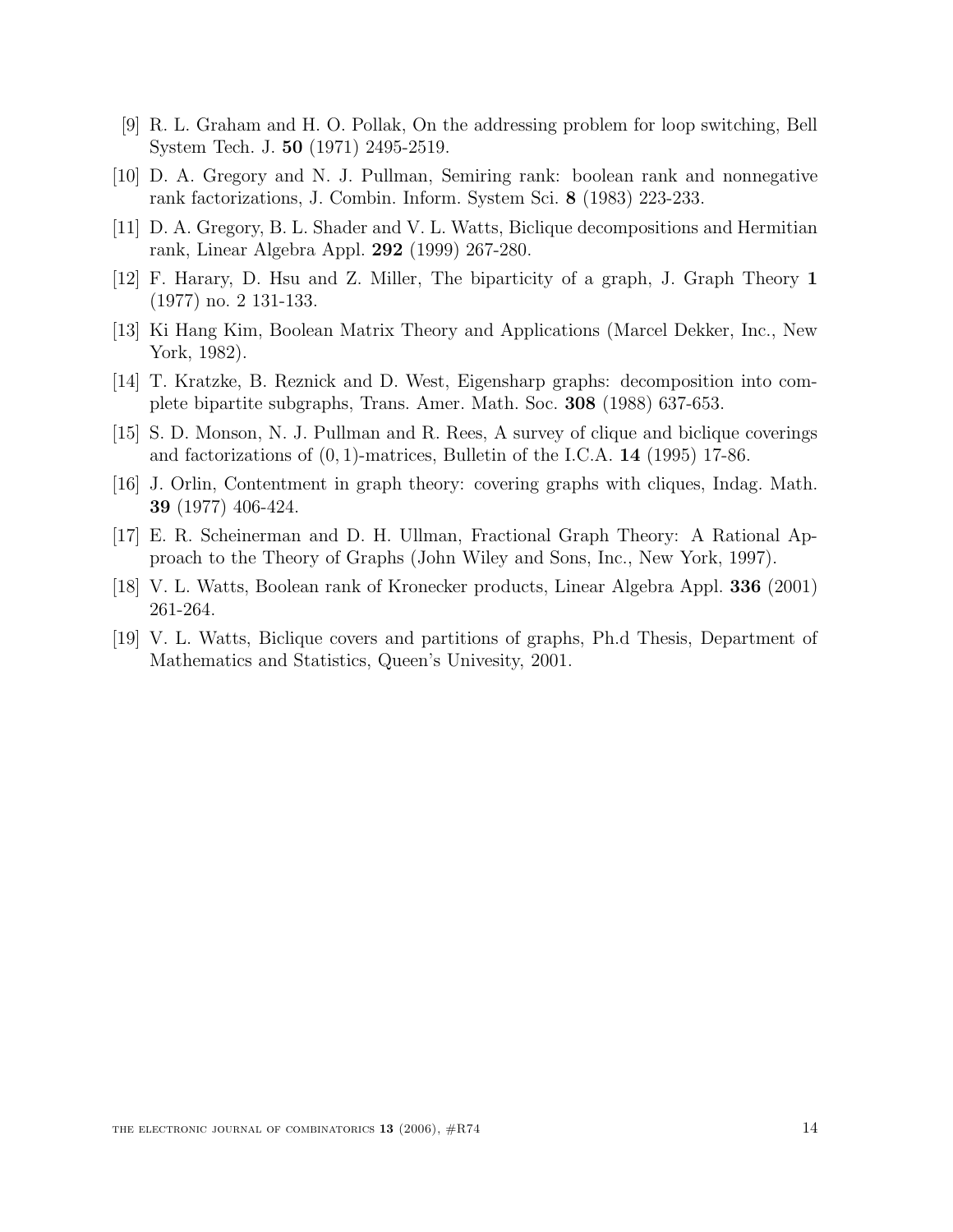[9] R. L. Graham and H. O. Pollak, On the addressing problem for loop switching, Bell System Tech. J. **50** (1971) 2495-2519.

[10] D. A. Gregory and N. J. Pullman, Semiring rank: boolean rank and nonnegative rank factorizations, J. Combin. Inform. System Sci. **8** (1983) 223-233.

[11] D. A. Gregory, B. L. Shader and V. L. Watts, Biclique decompositions and Hermitian rank, Linear Algebra Appl. **292** (1999) 267-280.

[12] F. Harary, D. Hsu and Z. Miller, The biparticity of a graph, J. Graph Theory **1** (1977) no. 2 131-133.

[13] Ki Hang Kim, Boolean Matrix Theory and Applications (Marcel Dekker, Inc., New York, 1982).

[14] T. Kratzke, B. Reznick and D. West, Eigensharp graphs: decomposition into complete bipartite subgraphs, Trans. Amer. Math. Soc. **308** (1988) 637-653.

[15] S. D. Monson, N. J. Pullman and R. Rees, A survey of clique and biclique coverings and factorizations of $(0, 1)$-matrices, Bulletin of the I.C.A. **14** (1995) 17-86.

[16] J. Orlin, Contentment in graph theory: covering graphs with cliques, Indag. Math. **39** (1977) 406-424.

[17] E. R. Scheinerman and D. H. Ullman, Fractional Graph Theory: A Rational Approach to the Theory of Graphs (John Wiley and Sons, Inc., New York, 1997).

[18] V. L. Watts, Boolean rank of Kronecker products, Linear Algebra Appl. **336** (2001) 261-264.

[19] V. L. Watts, Biclique covers and partitions of graphs, Ph.d Thesis, Department of Mathematics and Statistics, Queen's Univesity, 2001.